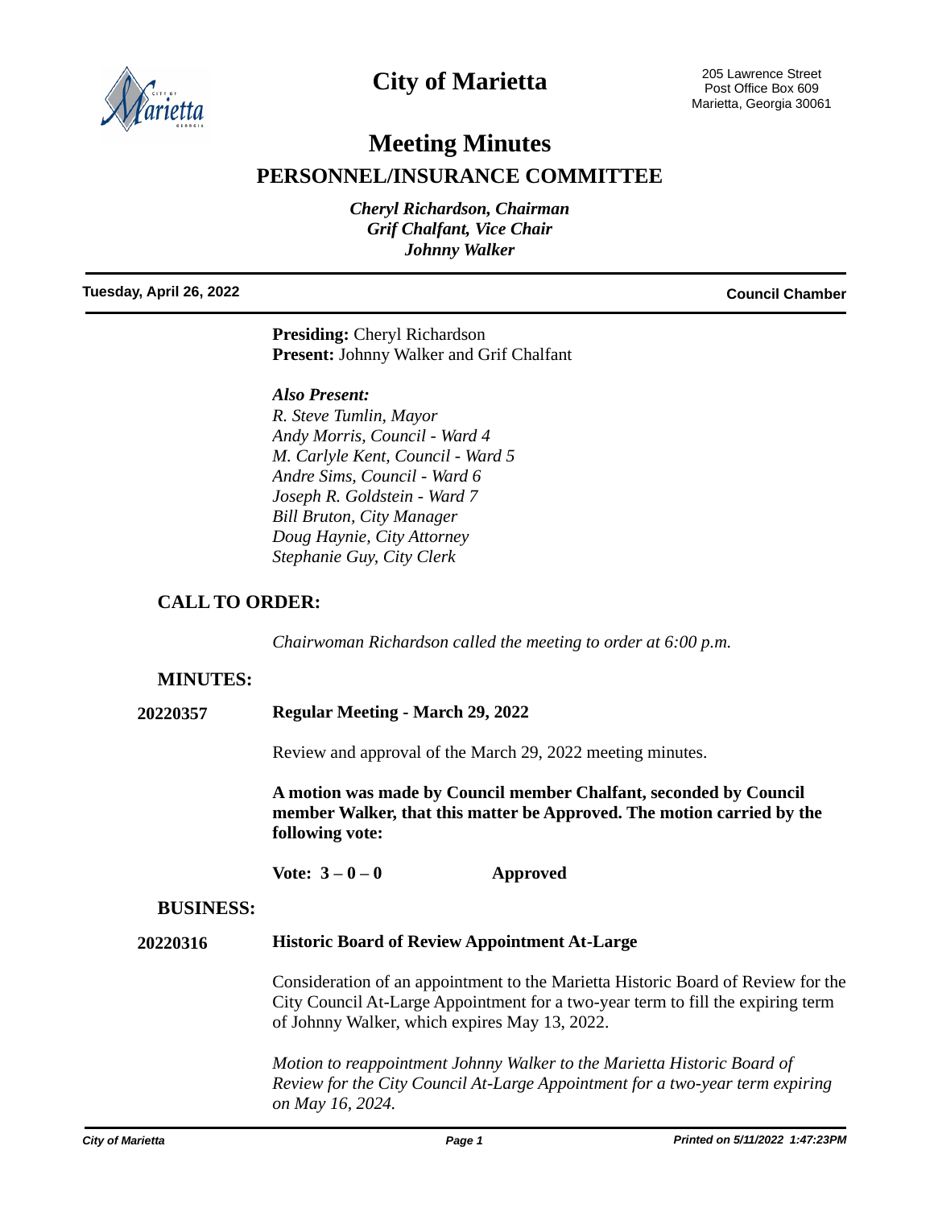# City of Marietta

205 Lawrence Street
Post Office Box 609
Marietta, Georgia 30061

# Meeting Minutes

## PERSONNEL/INSURANCE COMMITTEE

*Cheryl Richardson, Chairman*
*Grif Chalfant, Vice Chair*
*Johnny Walker*

**Tuesday, April 26, 2022** **Council Chamber**

**Presiding:** Cheryl Richardson
**Present:** Johnny Walker and Grif Chalfant

***Also Present:***
*R. Steve Tumlin, Mayor*
*Andy Morris, Council - Ward 4*
*M. Carlyle Kent, Council - Ward 5*
*Andre Sims, Council - Ward 6*
*Joseph R. Goldstein - Ward 7*
*Bill Bruton, City Manager*
*Doug Haynie, City Attorney*
*Stephanie Guy, City Clerk*

### CALL TO ORDER:

*Chairwoman Richardson called the meeting to order at 6:00 p.m.*

### MINUTES:

**20220357** **Regular Meeting - March 29, 2022**

Review and approval of the March 29, 2022 meeting minutes.

**A motion was made by Council member Chalfant, seconded by Council member Walker, that this matter be Approved. The motion carried by the following vote:**

**Vote: 3 – 0 – 0** **Approved**

### BUSINESS:

**20220316** **Historic Board of Review Appointment At-Large**

Consideration of an appointment to the Marietta Historic Board of Review for the City Council At-Large Appointment for a two-year term to fill the expiring term of Johnny Walker, which expires May 13, 2022.

*Motion to reappointment Johnny Walker to the Marietta Historic Board of Review for the City Council At-Large Appointment for a two-year term expiring on May 16, 2024.*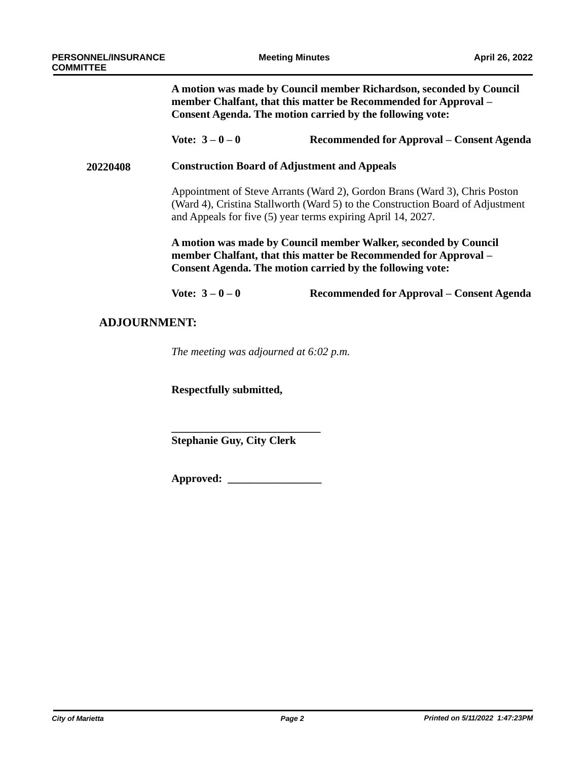**A motion was made by Council member Richardson, seconded by Council member Chalfant, that this matter be Recommended for Approval – Consent Agenda. The motion carried by the following vote:**

**Vote: 3 – 0 – 0** **Recommended for Approval – Consent Agenda**

**20220408** **Construction Board of Adjustment and Appeals**

Appointment of Steve Arrants (Ward 2), Gordon Brans (Ward 3), Chris Poston (Ward 4), Cristina Stallworth (Ward 5) to the Construction Board of Adjustment and Appeals for five (5) year terms expiring April 14, 2027.

**A motion was made by Council member Walker, seconded by Council member Chalfant, that this matter be Recommended for Approval – Consent Agenda. The motion carried by the following vote:**

**Vote: 3 – 0 – 0** **Recommended for Approval – Consent Agenda**

## ADJOURNMENT:

*The meeting was adjourned at 6:02 p.m.*

**Respectfully submitted,**

**___________________________**
**Stephanie Guy, City Clerk**

**Approved: _________________**